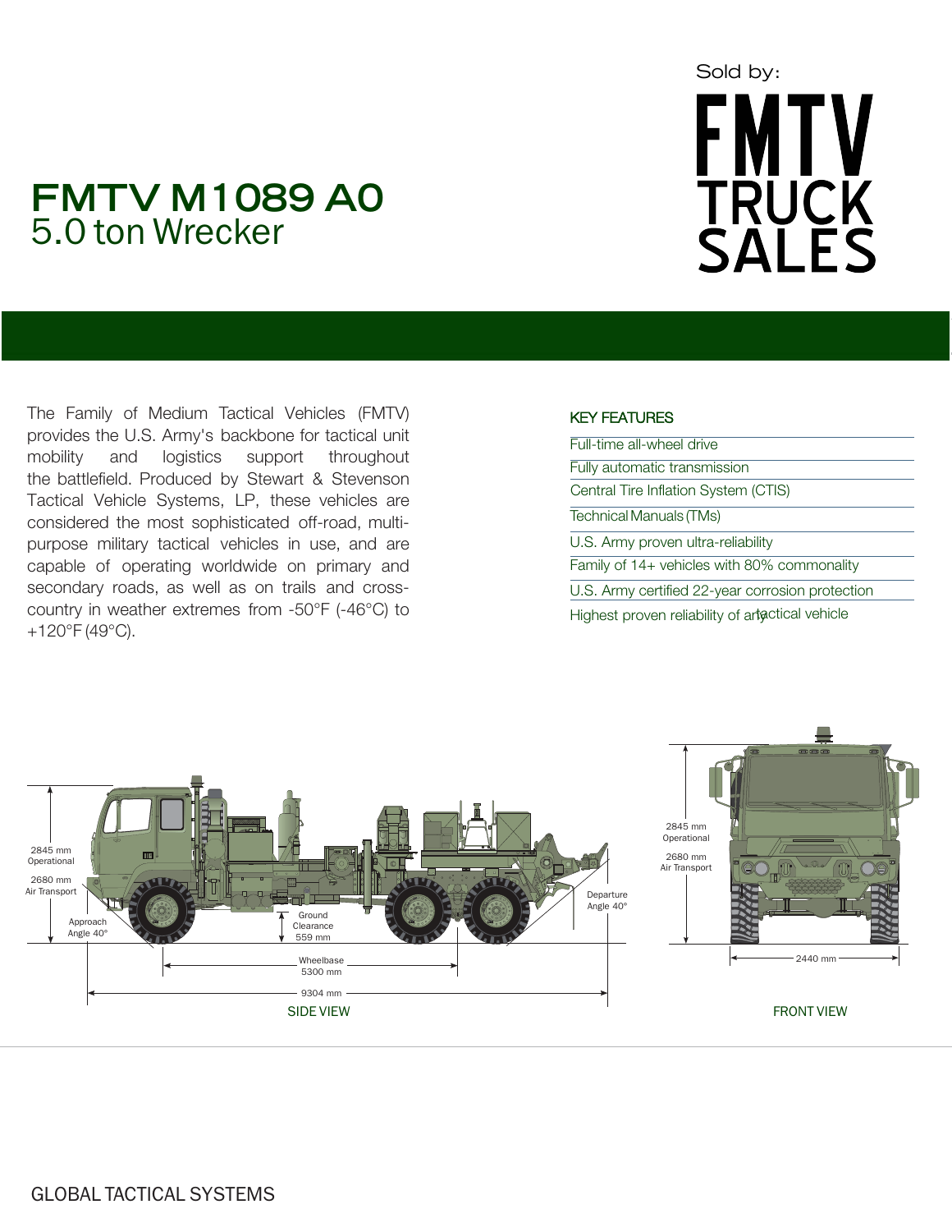# FMTV M1089 A0

## 5.0 ton Wrecker

Sold by:

FMTV TRUCK SALES

The Family of Medium Tactical Vehicles (FMTV) provides the U.S. Army's backbone for tactical unit mobility and logistics support throughout the battlefield. Produced by Stewart & Stevenson Tactical Vehicle Systems, LP, these vehicles are considered the most sophisticated off-road, multi-purpose military tactical vehicles in use, and are capable of operating worldwide on primary and secondary roads, as well as on trails and cross-country in weather extremes from -50°F (-46°C) to +120°F (49°C).

### KEY FEATURES

- Full-time all-wheel drive
- Fully automatic transmission
- Central Tire Inflation System (CTIS)
- Technical Manuals (TMs)
- U.S. Army proven ultra-reliability
- Family of 14+ vehicles with 80% commonality
- U.S. Army certified 22-year corrosion protection
- Highest proven reliability of any tactical vehicle

2845 mm Operational

2680 mm Air Transport

Approach Angle 40°

Ground Clearance 559 mm

Wheelbase 5300 mm

9304 mm

Departure Angle 40°

SIDE VIEW

2845 mm Operational

2680 mm Air Transport

2440 mm

FRONT VIEW

GLOBAL TACTICAL SYSTEMS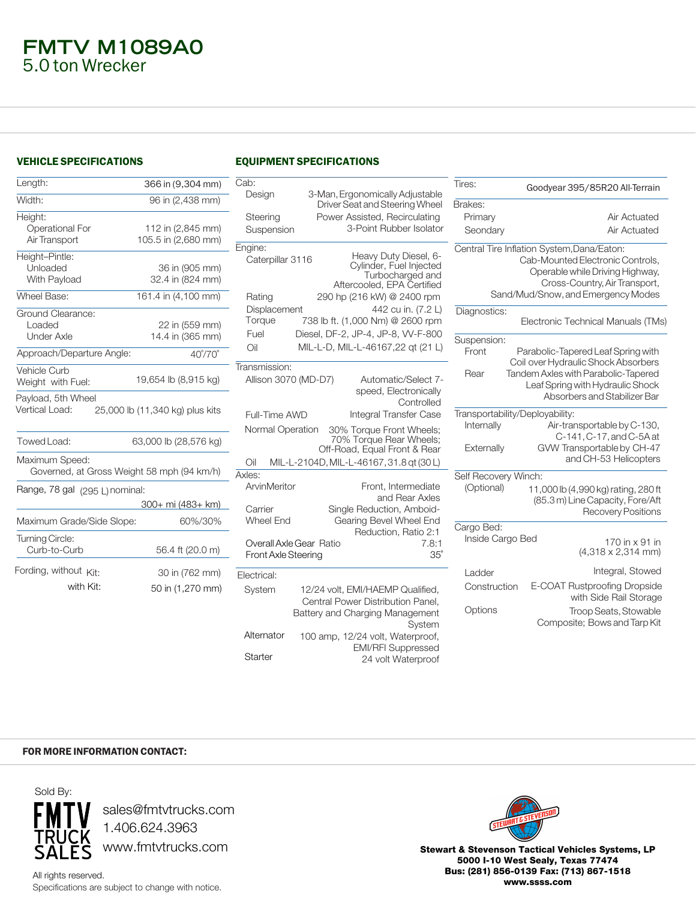# FMTV M1089A0

## 5.0 ton Wrecker

### VEHICLE SPECIFICATIONS

| | |
|---|---|
| Length: | 366 in (9,304 mm) |
| Width: | 96 in (2,438 mm) |
| Height: | |
| Operational For | 112 in (2,845 mm) |
| Air Transport | 105.5 in (2,680 mm) |
| Height–Pintle: | |
| Unloaded | 36 in (905 mm) |
| With Payload | 32.4 in (824 mm) |
| Wheel Base: | 161.4 in (4,100 mm) |
| Ground Clearance: | |
| Loaded | 22 in (559 mm) |
| Under Axle | 14.4 in (365 mm) |
| Approach/Departure Angle: | 40°/70° |
| Vehicle Curb Weight with Fuel: | 19,654 lb (8,915 kg) |
| Payload, 5th Wheel Vertical Load: | 25,000 lb (11,340 kg) plus kits |
| Towed Load: | 63,000 lb (28,576 kg) |
| Maximum Speed: Governed, at Gross Weight | 58 mph (94 km/h) |
| Range, 78 gal (295 L) nominal: | 300+ mi (483+ km) |
| Maximum Grade/Side Slope: | 60%/30% |
| Turning Circle: Curb-to-Curb | 56.4 ft (20.0 m) |
| Fording, without Kit: | 30 in (762 mm) |
| with Kit: | 50 in (1,270 mm) |

### EQUIPMENT SPECIFICATIONS

**Cab:**

| | |
|---|---|
| Design | 3-Man, Ergonomically Adjustable Driver Seat and Steering Wheel |
| Steering | Power Assisted, Recirculating |
| Suspension | 3-Point Rubber Isolator |

**Engine:**

| | |
|---|---|
| Caterpillar 3116 | Heavy Duty Diesel, 6-Cylinder, Fuel Injected Turbocharged and Aftercooled, EPA Certified |
| Rating | 290 hp (216 kW) @ 2400 rpm |
| Displacement | 442 cu in. (7.2 L) |
| Torque | 738 lb ft. (1,000 Nm) @ 2600 rpm |
| Fuel | Diesel, DF-2, JP-4, JP-8, VV-F-800 |
| Oil | MIL-L-D, MIL-L-46167,22 qt (21 L) |

**Transmission:**

| | |
|---|---|
| Allison 3070 (MD-D7) | Automatic/Select 7-speed, Electronically Controlled |
| Full-Time AWD | Integral Transfer Case |
| Normal Operation | 30% Torque Front Wheels; 70% Torque Rear Wheels; Off-Road, Equal Front & Rear |
| Oil | MIL-L-2104D, MIL-L-46167, 31.8 qt (30 L) |

**Axles:**

| | |
|---|---|
| ArvinMeritor | Front, Intermediate and Rear Axles |
| Carrier | Single Reduction, Amboid- |
| Wheel End | Gearing Bevel Wheel End Reduction, Ratio 2:1 |
| Overall Axle Gear Ratio | 7.8:1 |
| Front Axle Steering | 35° |

**Electrical:**

| | |
|---|---|
| System | 12/24 volt, EMI/HAEMP Qualified, Central Power Distribution Panel, Battery and Charging Management System |
| Alternator | 100 amp, 12/24 volt, Waterproof, EMI/RFI Suppressed |
| Starter | 24 volt Waterproof |

| | |
|---|---|
| Tires: | Goodyear 395/85R20 All-Terrain |

**Brakes:**

| | |
|---|---|
| Primary | Air Actuated |
| Seondary | Air Actuated |

**Central Tire Inflation System, Dana/Eaton:** Cab-Mounted Electronic Controls, Operable while Driving Highway, Cross-Country, Air Transport, Sand/Mud/Snow, and Emergency Modes

**Diagnostics:** Electronic Technical Manuals (TMs)

**Suspension:**

| | |
|---|---|
| Front | Parabolic-Tapered Leaf Spring with Coil over Hydraulic Shock Absorbers |
| Rear | Tandem Axles with Parabolic-Tapered Leaf Spring with Hydraulic Shock Absorbers and Stabilizer Bar |

**Transportability/Deployability:**

| | |
|---|---|
| Internally | Air-transportable by C-130, C-141, C-17, and C-5A at |
| Externally | GVW Transportable by CH-47 and CH-53 Helicopters |

**Self Recovery Winch:**

| | |
|---|---|
| (Optional) | 11,000 lb (4,990 kg) rating, 280 ft (85.3 m) Line Capacity, Fore/Aft Recovery Positions |

**Cargo Bed:**

| | |
|---|---|
| Inside Cargo Bed | 170 in x 91 in (4,318 x 2,314 mm) |
| Ladder | Integral, Stowed |
| Construction | E-COAT Rustproofing Dropside with Side Rail Storage |
| Options | Troop Seats, Stowable Composite; Bows and Tarp Kit |

**FOR MORE INFORMATION CONTACT:**

Sold By:

FMTV TRUCK SALES

sales@fmtvtrucks.com
1.406.624.3963
www.fmtvtrucks.com

All rights reserved.
Specifications are subject to change with notice.

STEWART & STEVENSON

**Stewart & Stevenson Tactical Vehicles Systems, LP**
**5000 I-10 West Sealy, Texas 77474**
**Bus: (281) 856-0139 Fax: (713) 867-1518**
**www.ssss.com**